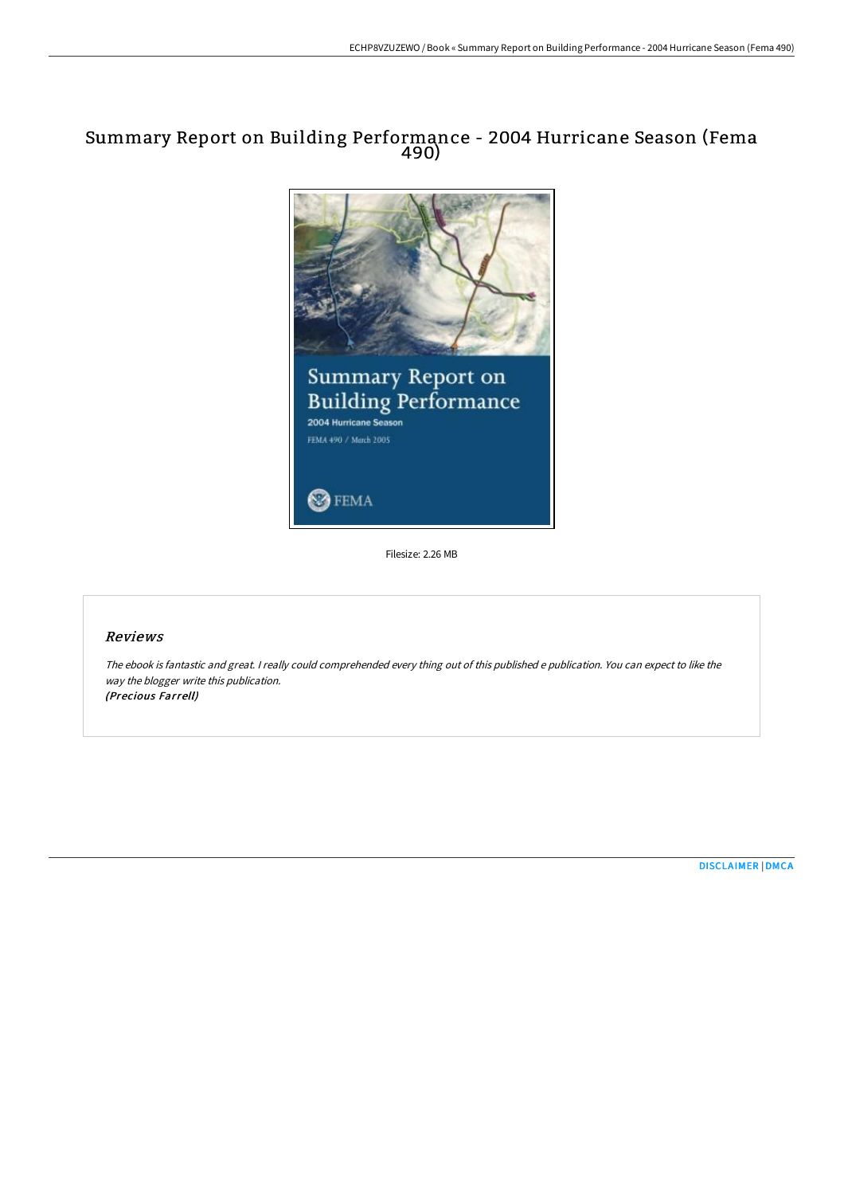# Summary Report on Building Performance - 2004 Hurricane Season (Fema 490)

Filesize: 2.26 MB

## *Reviews*

*The ebook is fantastic and great. I really could comprehended every thing out of this published e publication. You can expect to like the way the blogger write this publication.*
***(Precious Farrell)***

DISCLAIMER | DMCA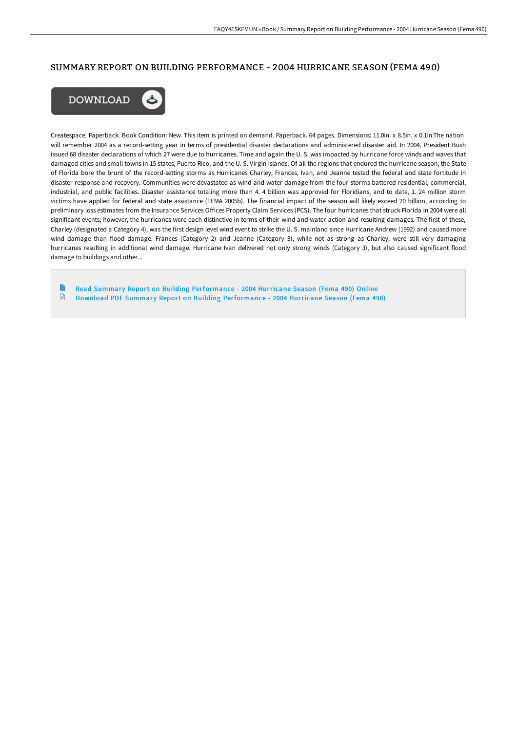# SUMMARY REPORT ON BUILDING PERFORMANCE - 2004 HURRICANE SEASON (FEMA 490)

DOWNLOAD

Createspace. Paperback. Book Condition: New. This item is printed on demand. Paperback. 64 pages. Dimensions: 11.0in. x 8.5in. x 0.1in.The nation will remember 2004 as a record-setting year in terms of presidential disaster declarations and administered disaster aid. In 2004, President Bush issued 68 disaster declarations of which 27 were due to hurricanes. Time and again the U. S. was impacted by hurricane force winds and waves that damaged cities and small towns in 15 states, Puerto Rico, and the U. S. Virgin Islands. Of all the regions that endured the hurricane season, the State of Florida bore the brunt of the record-setting storms as Hurricanes Charley, Frances, Ivan, and Jeanne tested the federal and state fortitude in disaster response and recovery. Communities were devastated as wind and water damage from the four storms battered residential, commercial, industrial, and public facilities. Disaster assistance totaling more than 4. 4 billion was approved for Floridians, and to date, 1. 24 million storm victims have applied for federal and state assistance (FEMA 2005b). The financial impact of the season will likely exceed 20 billion, according to preliminary loss estimates from the Insurance Services Offices Property Claim Services (PCS). The four hurricanes that struck Florida in 2004 were all significant events; however, the hurricanes were each distinctive in terms of their wind and water action and resulting damages. The first of these, Charley (designated a Category 4), was the first design level wind event to strike the U. S. mainland since Hurricane Andrew (1992) and caused more wind damage than flood damage. Frances (Category 2) and Jeanne (Category 3), while not as strong as Charley, were still very damaging hurricanes resulting in additional wind damage. Hurricane Ivan delivered not only strong winds (Category 3), but also caused significant flood damage to buildings and other...

- Read Summary Report on Building Performance - 2004 Hurricane Season (Fema 490) Online
- Download PDF Summary Report on Building Performance - 2004 Hurricane Season (Fema 490)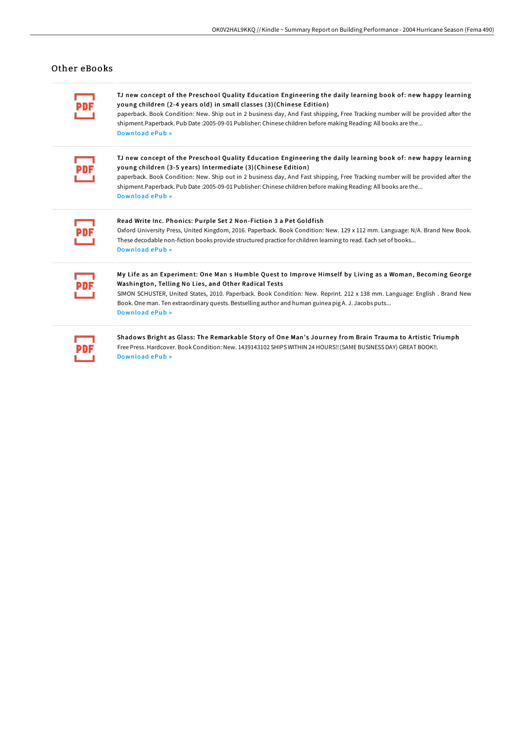## Other eBooks

**TJ new concept of the Preschool Quality Education Engineering the daily learning book of: new happy learning young children (2-4 years old) in small classes (3)(Chinese Edition)**

paperback. Book Condition: New. Ship out in 2 business day, And Fast shipping, Free Tracking number will be provided after the shipment.Paperback. Pub Date :2005-09-01 Publisher: Chinese children before making Reading: All books are the...

Download ePub »

**TJ new concept of the Preschool Quality Education Engineering the daily learning book of: new happy learning young children (3-5 years) Intermediate (3)(Chinese Edition)**

paperback. Book Condition: New. Ship out in 2 business day, And Fast shipping, Free Tracking number will be provided after the shipment.Paperback. Pub Date :2005-09-01 Publisher: Chinese children before making Reading: All books are the...

Download ePub »

**Read Write Inc. Phonics: Purple Set 2 Non-Fiction 3 a Pet Goldfish**

Oxford University Press, United Kingdom, 2016. Paperback. Book Condition: New. 129 x 112 mm. Language: N/A. Brand New Book. These decodable non-fiction books provide structured practice for children learning to read. Each set of books...

Download ePub »

**My Life as an Experiment: One Man s Humble Quest to Improve Himself by Living as a Woman, Becoming George Washington, Telling No Lies, and Other Radical Tests**

SIMON SCHUSTER, United States, 2010. Paperback. Book Condition: New. Reprint. 212 x 138 mm. Language: English . Brand New Book. One man. Ten extraordinary quests. Bestselling author and human guinea pig A. J. Jacobs puts...

Download ePub »

**Shadows Bright as Glass: The Remarkable Story of One Man's Journey from Brain Trauma to Artistic Triumph**

Free Press. Hardcover. Book Condition: New. 1439143102 SHIPS WITHIN 24 HOURS!! (SAME BUSINESS DAY) GREAT BOOK!!.

Download ePub »